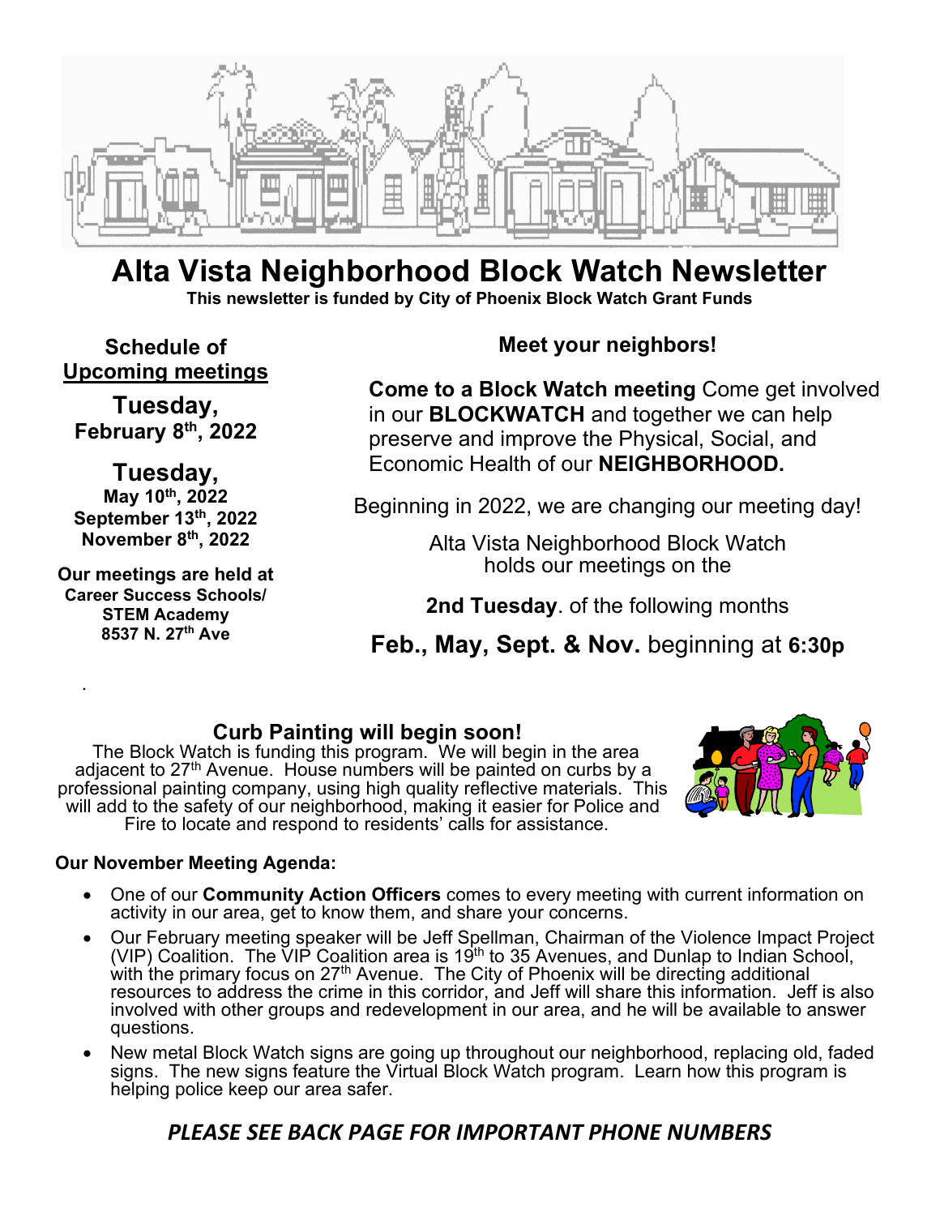# Alta Vista Neighborhood Block Watch Newsletter

**This newsletter is funded by City of Phoenix Block Watch Grant Funds**

**Schedule of Upcoming meetings**

**Tuesday, February 8th, 2022**

**Tuesday,**
**May 10th, 2022**
**September 13th, 2022**
**November 8th, 2022**

**Our meetings are held at**
**Career Success Schools/ STEM Academy**
**8537 N. 27th Ave**

## Meet your neighbors!

**Come to a Block Watch meeting** Come get involved in our **BLOCKWATCH** and together we can help preserve and improve the Physical, Social, and Economic Health of our **NEIGHBORHOOD.**

Beginning in 2022, we are changing our meeting day!

Alta Vista Neighborhood Block Watch holds our meetings on the

**2nd Tuesday**. of the following months

**Feb., May, Sept. & Nov.** beginning at **6:30p**

## Curb Painting will begin soon!

The Block Watch is funding this program. We will begin in the area adjacent to 27th Avenue. House numbers will be painted on curbs by a professional painting company, using high quality reflective materials. This will add to the safety of our neighborhood, making it easier for Police and Fire to locate and respond to residents' calls for assistance.

**Our November Meeting Agenda:**

- One of our **Community Action Officers** comes to every meeting with current information on activity in our area, get to know them, and share your concerns.
- Our February meeting speaker will be Jeff Spellman, Chairman of the Violence Impact Project (VIP) Coalition. The VIP Coalition area is 19th to 35 Avenues, and Dunlap to Indian School, with the primary focus on 27th Avenue. The City of Phoenix will be directing additional resources to address the crime in this corridor, and Jeff will share this information. Jeff is also involved with other groups and redevelopment in our area, and he will be available to answer questions.
- New metal Block Watch signs are going up throughout our neighborhood, replacing old, faded signs. The new signs feature the Virtual Block Watch program. Learn how this program is helping police keep our area safer.

***PLEASE SEE BACK PAGE FOR IMPORTANT PHONE NUMBERS***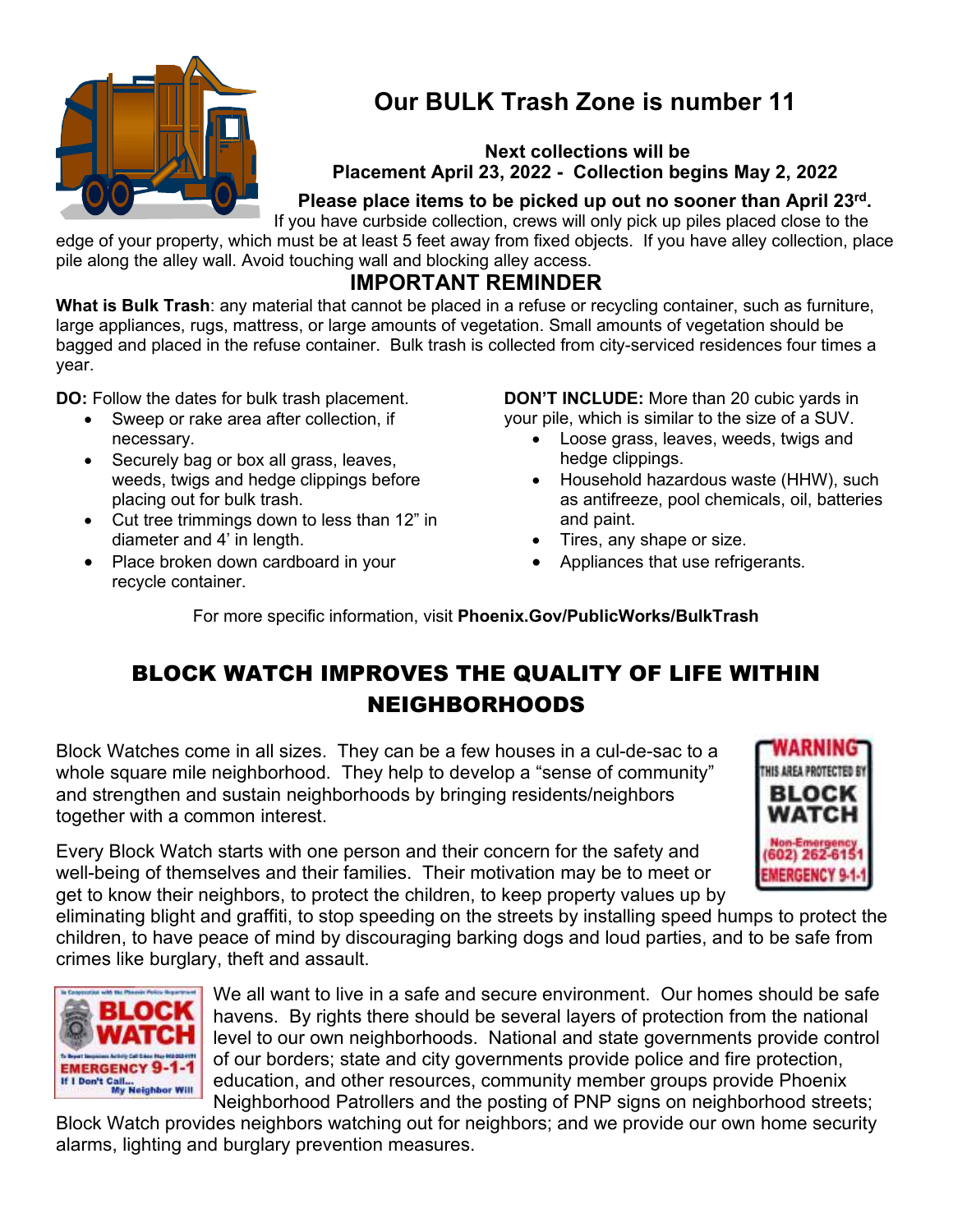# Our BULK Trash Zone is number 11

**Next collections will be**
**Placement April 23, 2022 - Collection begins May 2, 2022**

**Please place items to be picked up out no sooner than April 23rd.**

If you have curbside collection, crews will only pick up piles placed close to the edge of your property, which must be at least 5 feet away from fixed objects. If you have alley collection, place pile along the alley wall. Avoid touching wall and blocking alley access.

## IMPORTANT REMINDER

**What is Bulk Trash**: any material that cannot be placed in a refuse or recycling container, such as furniture, large appliances, rugs, mattress, or large amounts of vegetation. Small amounts of vegetation should be bagged and placed in the refuse container. Bulk trash is collected from city-serviced residences four times a year.

**DO:** Follow the dates for bulk trash placement.

- Sweep or rake area after collection, if necessary.
- Securely bag or box all grass, leaves, weeds, twigs and hedge clippings before placing out for bulk trash.
- Cut tree trimmings down to less than 12" in diameter and 4' in length.
- Place broken down cardboard in your recycle container.

**DON'T INCLUDE:** More than 20 cubic yards in your pile, which is similar to the size of a SUV.

- Loose grass, leaves, weeds, twigs and hedge clippings.
- Household hazardous waste (HHW), such as antifreeze, pool chemicals, oil, batteries and paint.
- Tires, any shape or size.
- Appliances that use refrigerants.

For more specific information, visit **Phoenix.Gov/PublicWorks/BulkTrash**

## BLOCK WATCH IMPROVES THE QUALITY OF LIFE WITHIN NEIGHBORHOODS

Block Watches come in all sizes. They can be a few houses in a cul-de-sac to a whole square mile neighborhood. They help to develop a "sense of community" and strengthen and sustain neighborhoods by bringing residents/neighbors together with a common interest.

Every Block Watch starts with one person and their concern for the safety and well-being of themselves and their families. Their motivation may be to meet or get to know their neighbors, to protect the children, to keep property values up by eliminating blight and graffiti, to stop speeding on the streets by installing speed humps to protect the children, to have peace of mind by discouraging barking dogs and loud parties, and to be safe from crimes like burglary, theft and assault.

We all want to live in a safe and secure environment. Our homes should be safe havens. By rights there should be several layers of protection from the national level to our own neighborhoods. National and state governments provide control of our borders; state and city governments provide police and fire protection, education, and other resources, community member groups provide Phoenix Neighborhood Patrollers and the posting of PNP signs on neighborhood streets; Block Watch provides neighbors watching out for neighbors; and we provide our own home security alarms, lighting and burglary prevention measures.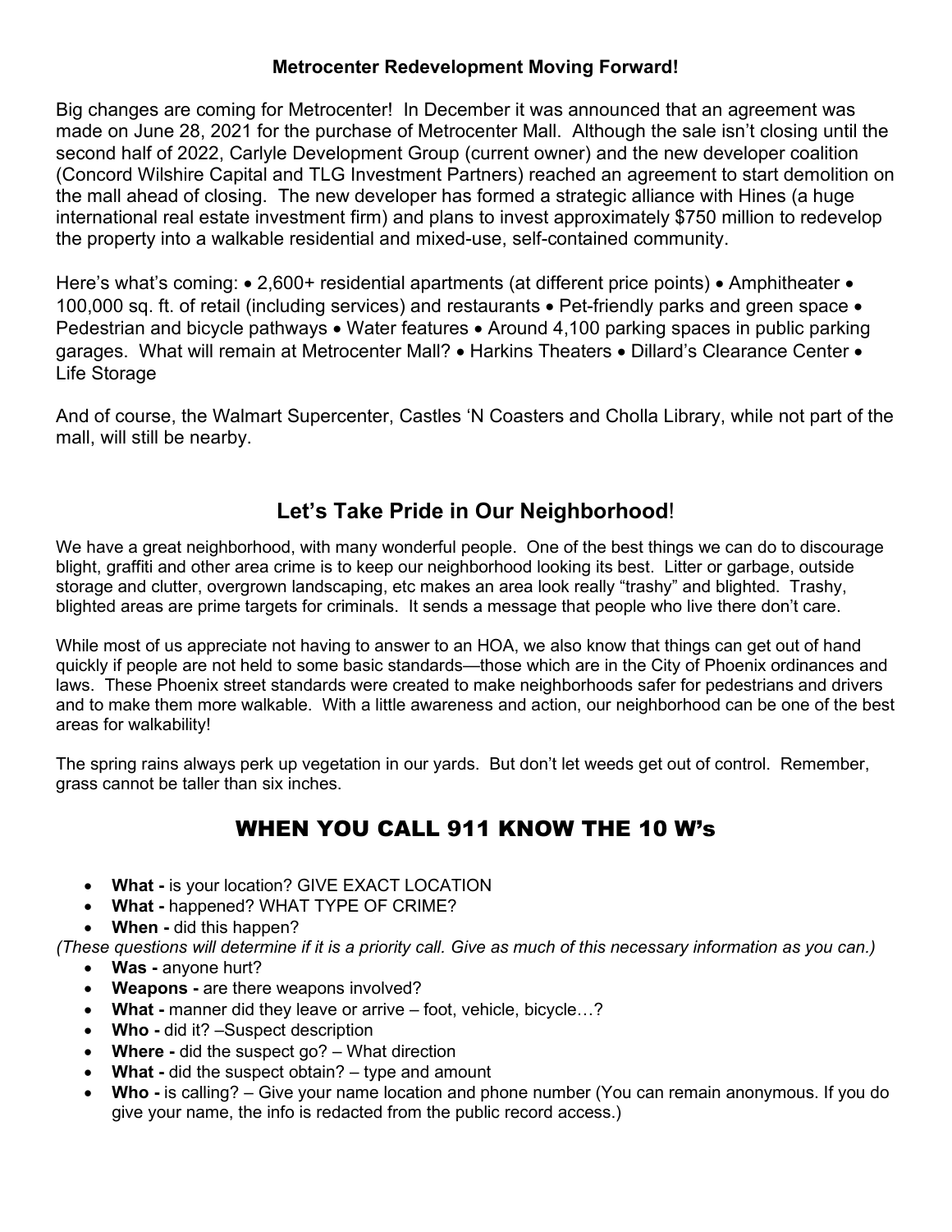## Metrocenter Redevelopment Moving Forward!

Big changes are coming for Metrocenter! In December it was announced that an agreement was made on June 28, 2021 for the purchase of Metrocenter Mall. Although the sale isn't closing until the second half of 2022, Carlyle Development Group (current owner) and the new developer coalition (Concord Wilshire Capital and TLG Investment Partners) reached an agreement to start demolition on the mall ahead of closing. The new developer has formed a strategic alliance with Hines (a huge international real estate investment firm) and plans to invest approximately $750 million to redevelop the property into a walkable residential and mixed-use, self-contained community.

Here's what's coming: • 2,600+ residential apartments (at different price points) • Amphitheater • 100,000 sq. ft. of retail (including services) and restaurants • Pet-friendly parks and green space • Pedestrian and bicycle pathways • Water features • Around 4,100 parking spaces in public parking garages. What will remain at Metrocenter Mall? • Harkins Theaters • Dillard's Clearance Center • Life Storage

And of course, the Walmart Supercenter, Castles 'N Coasters and Cholla Library, while not part of the mall, will still be nearby.

## Let's Take Pride in Our Neighborhood!

We have a great neighborhood, with many wonderful people. One of the best things we can do to discourage blight, graffiti and other area crime is to keep our neighborhood looking its best. Litter or garbage, outside storage and clutter, overgrown landscaping, etc makes an area look really "trashy" and blighted. Trashy, blighted areas are prime targets for criminals. It sends a message that people who live there don't care.

While most of us appreciate not having to answer to an HOA, we also know that things can get out of hand quickly if people are not held to some basic standards—those which are in the City of Phoenix ordinances and laws. These Phoenix street standards were created to make neighborhoods safer for pedestrians and drivers and to make them more walkable. With a little awareness and action, our neighborhood can be one of the best areas for walkability!

The spring rains always perk up vegetation in our yards. But don't let weeds get out of control. Remember, grass cannot be taller than six inches.

## WHEN YOU CALL 911 KNOW THE 10 W's

- **What -** is your location? GIVE EXACT LOCATION
- **What -** happened? WHAT TYPE OF CRIME?
- **When -** did this happen?

*(These questions will determine if it is a priority call. Give as much of this necessary information as you can.)*

- **Was -** anyone hurt?
- **Weapons -** are there weapons involved?
- **What -** manner did they leave or arrive – foot, vehicle, bicycle…?
- **Who -** did it? –Suspect description
- **Where -** did the suspect go? – What direction
- **What -** did the suspect obtain? – type and amount
- **Who -** is calling? – Give your name location and phone number (You can remain anonymous. If you do give your name, the info is redacted from the public record access.)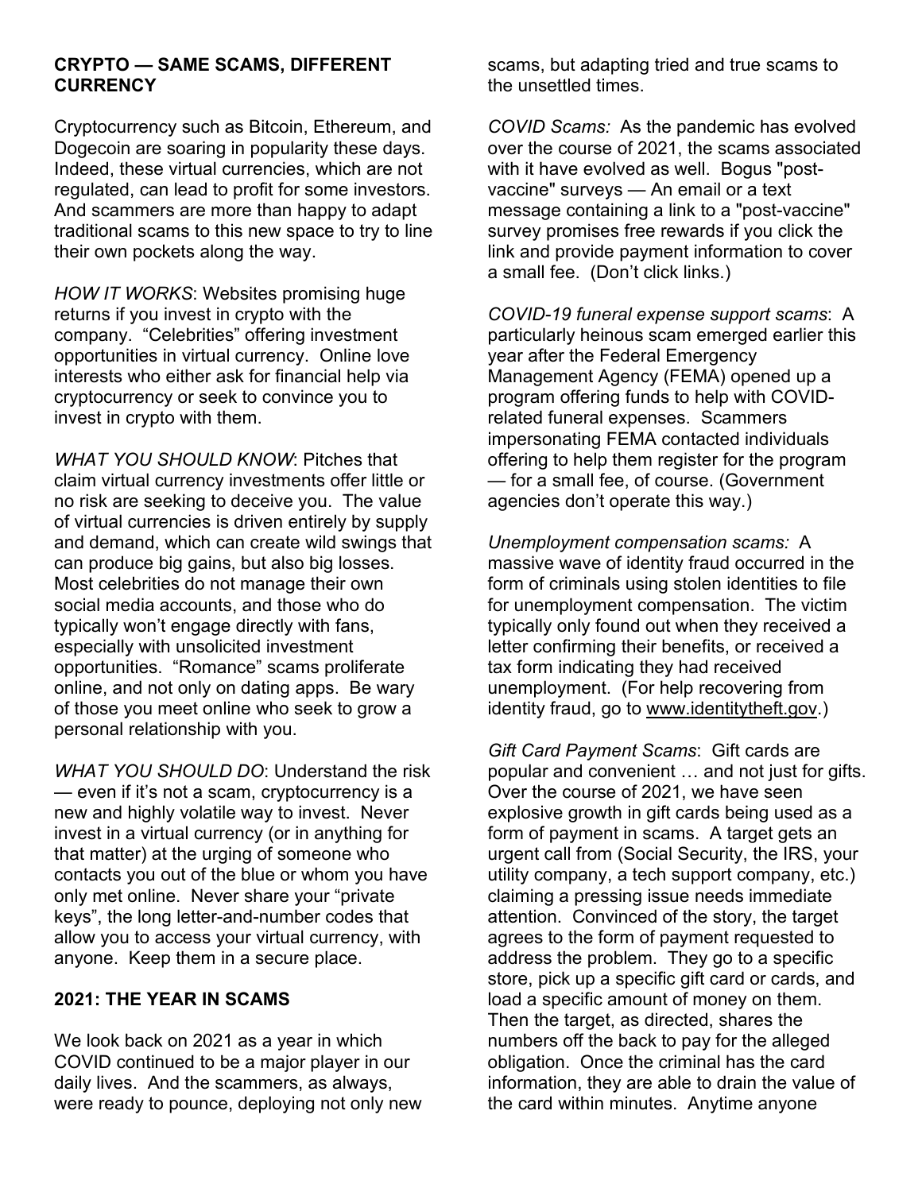## CRYPTO — SAME SCAMS, DIFFERENT CURRENCY

Cryptocurrency such as Bitcoin, Ethereum, and Dogecoin are soaring in popularity these days. Indeed, these virtual currencies, which are not regulated, can lead to profit for some investors. And scammers are more than happy to adapt traditional scams to this new space to try to line their own pockets along the way.

*HOW IT WORKS*: Websites promising huge returns if you invest in crypto with the company. "Celebrities" offering investment opportunities in virtual currency. Online love interests who either ask for financial help via cryptocurrency or seek to convince you to invest in crypto with them.

*WHAT YOU SHOULD KNOW*: Pitches that claim virtual currency investments offer little or no risk are seeking to deceive you. The value of virtual currencies is driven entirely by supply and demand, which can create wild swings that can produce big gains, but also big losses. Most celebrities do not manage their own social media accounts, and those who do typically won't engage directly with fans, especially with unsolicited investment opportunities. "Romance" scams proliferate online, and not only on dating apps. Be wary of those you meet online who seek to grow a personal relationship with you.

*WHAT YOU SHOULD DO*: Understand the risk — even if it's not a scam, cryptocurrency is a new and highly volatile way to invest. Never invest in a virtual currency (or in anything for that matter) at the urging of someone who contacts you out of the blue or whom you have only met online. Never share your "private keys", the long letter-and-number codes that allow you to access your virtual currency, with anyone. Keep them in a secure place.

## 2021: THE YEAR IN SCAMS

We look back on 2021 as a year in which COVID continued to be a major player in our daily lives. And the scammers, as always, were ready to pounce, deploying not only new scams, but adapting tried and true scams to the unsettled times.

*COVID Scams:* As the pandemic has evolved over the course of 2021, the scams associated with it have evolved as well. Bogus "post-vaccine" surveys — An email or a text message containing a link to a "post-vaccine" survey promises free rewards if you click the link and provide payment information to cover a small fee. (Don't click links.)

*COVID-19 funeral expense support scams*: A particularly heinous scam emerged earlier this year after the Federal Emergency Management Agency (FEMA) opened up a program offering funds to help with COVID-related funeral expenses. Scammers impersonating FEMA contacted individuals offering to help them register for the program — for a small fee, of course. (Government agencies don't operate this way.)

*Unemployment compensation scams:* A massive wave of identity fraud occurred in the form of criminals using stolen identities to file for unemployment compensation. The victim typically only found out when they received a letter confirming their benefits, or received a tax form indicating they had received unemployment. (For help recovering from identity fraud, go to www.identitytheft.gov.)

*Gift Card Payment Scams*: Gift cards are popular and convenient … and not just for gifts. Over the course of 2021, we have seen explosive growth in gift cards being used as a form of payment in scams. A target gets an urgent call from (Social Security, the IRS, your utility company, a tech support company, etc.) claiming a pressing issue needs immediate attention. Convinced of the story, the target agrees to the form of payment requested to address the problem. They go to a specific store, pick up a specific gift card or cards, and load a specific amount of money on them. Then the target, as directed, shares the numbers off the back to pay for the alleged obligation. Once the criminal has the card information, they are able to drain the value of the card within minutes. Anytime anyone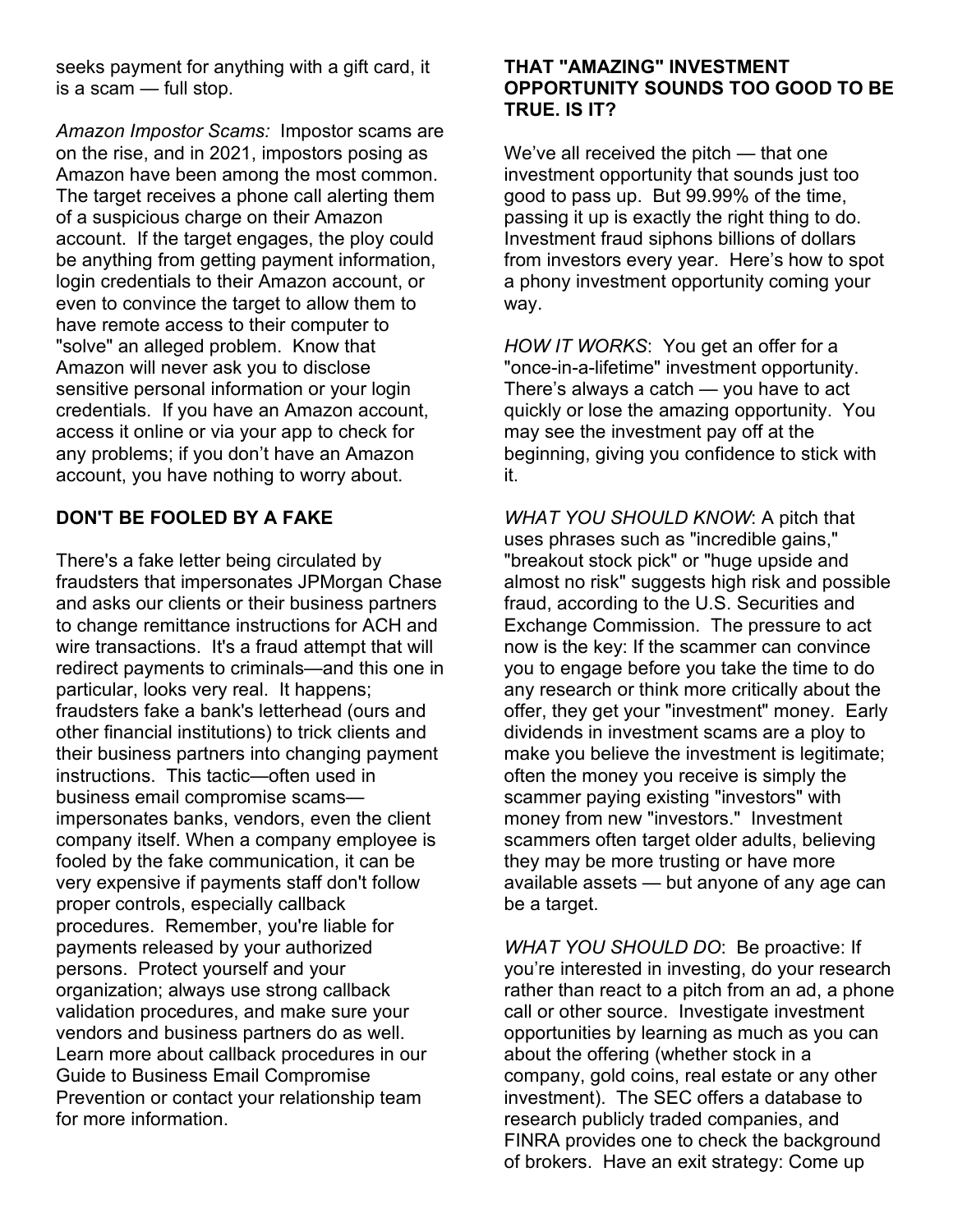seeks payment for anything with a gift card, it is a scam — full stop.

*Amazon Impostor Scams:* Impostor scams are on the rise, and in 2021, impostors posing as Amazon have been among the most common. The target receives a phone call alerting them of a suspicious charge on their Amazon account. If the target engages, the ploy could be anything from getting payment information, login credentials to their Amazon account, or even to convince the target to allow them to have remote access to their computer to "solve" an alleged problem. Know that Amazon will never ask you to disclose sensitive personal information or your login credentials. If you have an Amazon account, access it online or via your app to check for any problems; if you don't have an Amazon account, you have nothing to worry about.

## DON'T BE FOOLED BY A FAKE

There's a fake letter being circulated by fraudsters that impersonates JPMorgan Chase and asks our clients or their business partners to change remittance instructions for ACH and wire transactions. It's a fraud attempt that will redirect payments to criminals—and this one in particular, looks very real. It happens; fraudsters fake a bank's letterhead (ours and other financial institutions) to trick clients and their business partners into changing payment instructions. This tactic—often used in business email compromise scams—impersonates banks, vendors, even the client company itself. When a company employee is fooled by the fake communication, it can be very expensive if payments staff don't follow proper controls, especially callback procedures. Remember, you're liable for payments released by your authorized persons. Protect yourself and your organization; always use strong callback validation procedures, and make sure your vendors and business partners do as well. Learn more about callback procedures in our Guide to Business Email Compromise Prevention or contact your relationship team for more information.

## THAT "AMAZING" INVESTMENT OPPORTUNITY SOUNDS TOO GOOD TO BE TRUE. IS IT?

We've all received the pitch — that one investment opportunity that sounds just too good to pass up. But 99.99% of the time, passing it up is exactly the right thing to do. Investment fraud siphons billions of dollars from investors every year. Here's how to spot a phony investment opportunity coming your way.

*HOW IT WORKS*: You get an offer for a "once-in-a-lifetime" investment opportunity. There's always a catch — you have to act quickly or lose the amazing opportunity. You may see the investment pay off at the beginning, giving you confidence to stick with it.

*WHAT YOU SHOULD KNOW*: A pitch that uses phrases such as "incredible gains," "breakout stock pick" or "huge upside and almost no risk" suggests high risk and possible fraud, according to the U.S. Securities and Exchange Commission. The pressure to act now is the key: If the scammer can convince you to engage before you take the time to do any research or think more critically about the offer, they get your "investment" money. Early dividends in investment scams are a ploy to make you believe the investment is legitimate; often the money you receive is simply the scammer paying existing "investors" with money from new "investors." Investment scammers often target older adults, believing they may be more trusting or have more available assets — but anyone of any age can be a target.

*WHAT YOU SHOULD DO*: Be proactive: If you're interested in investing, do your research rather than react to a pitch from an ad, a phone call or other source. Investigate investment opportunities by learning as much as you can about the offering (whether stock in a company, gold coins, real estate or any other investment). The SEC offers a database to research publicly traded companies, and FINRA provides one to check the background of brokers. Have an exit strategy: Come up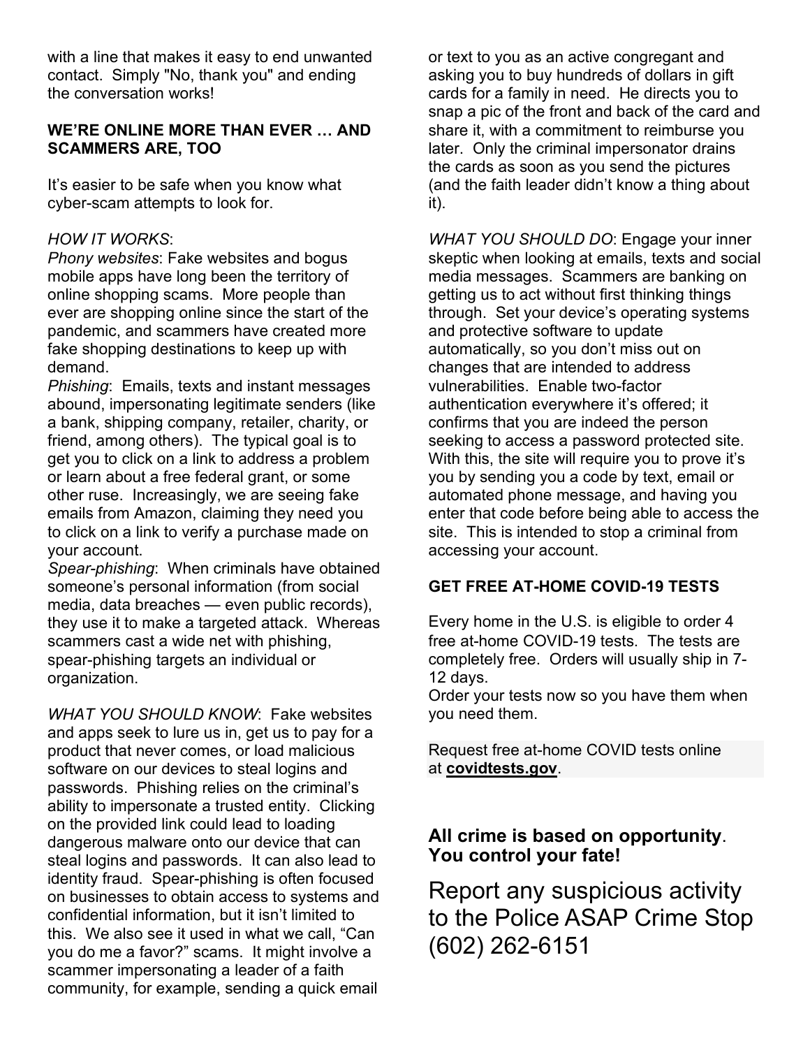with a line that makes it easy to end unwanted contact. Simply "No, thank you" and ending the conversation works!

**WE'RE ONLINE MORE THAN EVER … AND SCAMMERS ARE, TOO**

It's easier to be safe when you know what cyber-scam attempts to look for.

*HOW IT WORKS*:

*Phony websites*: Fake websites and bogus mobile apps have long been the territory of online shopping scams. More people than ever are shopping online since the start of the pandemic, and scammers have created more fake shopping destinations to keep up with demand.

*Phishing*: Emails, texts and instant messages abound, impersonating legitimate senders (like a bank, shipping company, retailer, charity, or friend, among others). The typical goal is to get you to click on a link to address a problem or learn about a free federal grant, or some other ruse. Increasingly, we are seeing fake emails from Amazon, claiming they need you to click on a link to verify a purchase made on your account.

*Spear-phishing*: When criminals have obtained someone's personal information (from social media, data breaches — even public records), they use it to make a targeted attack. Whereas scammers cast a wide net with phishing, spear-phishing targets an individual or organization.

*WHAT YOU SHOULD KNOW*: Fake websites and apps seek to lure us in, get us to pay for a product that never comes, or load malicious software on our devices to steal logins and passwords. Phishing relies on the criminal's ability to impersonate a trusted entity. Clicking on the provided link could lead to loading dangerous malware onto our device that can steal logins and passwords. It can also lead to identity fraud. Spear-phishing is often focused on businesses to obtain access to systems and confidential information, but it isn't limited to this. We also see it used in what we call, "Can you do me a favor?" scams. It might involve a scammer impersonating a leader of a faith community, for example, sending a quick email or text to you as an active congregant and asking you to buy hundreds of dollars in gift cards for a family in need. He directs you to snap a pic of the front and back of the card and share it, with a commitment to reimburse you later. Only the criminal impersonator drains the cards as soon as you send the pictures (and the faith leader didn't know a thing about it).

*WHAT YOU SHOULD DO*: Engage your inner skeptic when looking at emails, texts and social media messages. Scammers are banking on getting us to act without first thinking things through. Set your device's operating systems and protective software to update automatically, so you don't miss out on changes that are intended to address vulnerabilities. Enable two-factor authentication everywhere it's offered; it confirms that you are indeed the person seeking to access a password protected site. With this, the site will require you to prove it's you by sending you a code by text, email or automated phone message, and having you enter that code before being able to access the site. This is intended to stop a criminal from accessing your account.

**GET FREE AT-HOME COVID-19 TESTS**

Every home in the U.S. is eligible to order 4 free at-home COVID-19 tests. The tests are completely free. Orders will usually ship in 7-12 days.
Order your tests now so you have them when you need them.

Request free at-home COVID tests online at **covidtests.gov**.

**All crime is based on opportunity. You control your fate!**

Report any suspicious activity to the Police ASAP Crime Stop (602) 262-6151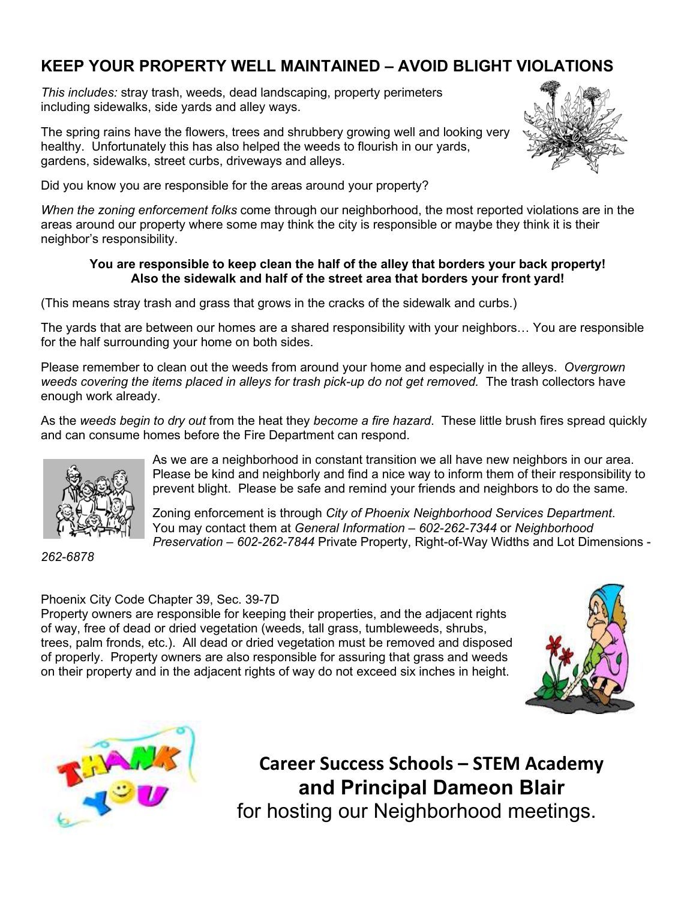## KEEP YOUR PROPERTY WELL MAINTAINED – AVOID BLIGHT VIOLATIONS

*This includes:* stray trash, weeds, dead landscaping, property perimeters including sidewalks, side yards and alley ways.

The spring rains have the flowers, trees and shrubbery growing well and looking very healthy. Unfortunately this has also helped the weeds to flourish in our yards, gardens, sidewalks, street curbs, driveways and alleys.

Did you know you are responsible for the areas around your property?

*When the zoning enforcement folks* come through our neighborhood, the most reported violations are in the areas around our property where some may think the city is responsible or maybe they think it is their neighbor's responsibility.

**You are responsible to keep clean the half of the alley that borders your back property! Also the sidewalk and half of the street area that borders your front yard!**

(This means stray trash and grass that grows in the cracks of the sidewalk and curbs.)

The yards that are between our homes are a shared responsibility with your neighbors… You are responsible for the half surrounding your home on both sides.

Please remember to clean out the weeds from around your home and especially in the alleys. *Overgrown weeds covering the items placed in alleys for trash pick-up do not get removed.* The trash collectors have enough work already.

As the *weeds begin to dry out* from the heat they *become a fire hazard*. These little brush fires spread quickly and can consume homes before the Fire Department can respond.

As we are a neighborhood in constant transition we all have new neighbors in our area. Please be kind and neighborly and find a nice way to inform them of their responsibility to prevent blight. Please be safe and remind your friends and neighbors to do the same.

Zoning enforcement is through *City of Phoenix Neighborhood Services Department*. You may contact them at *General Information – 602-262-7344* or *Neighborhood Preservation – 602-262-7844* Private Property, Right-of-Way Widths and Lot Dimensions - *262-6878*

Phoenix City Code Chapter 39, Sec. 39-7D
Property owners are responsible for keeping their properties, and the adjacent rights of way, free of dead or dried vegetation (weeds, tall grass, tumbleweeds, shrubs, trees, palm fronds, etc.). All dead or dried vegetation must be removed and disposed of properly. Property owners are also responsible for assuring that grass and weeds on their property and in the adjacent rights of way do not exceed six inches in height.

**Career Success Schools – STEM Academy and Principal Dameon Blair**
for hosting our Neighborhood meetings.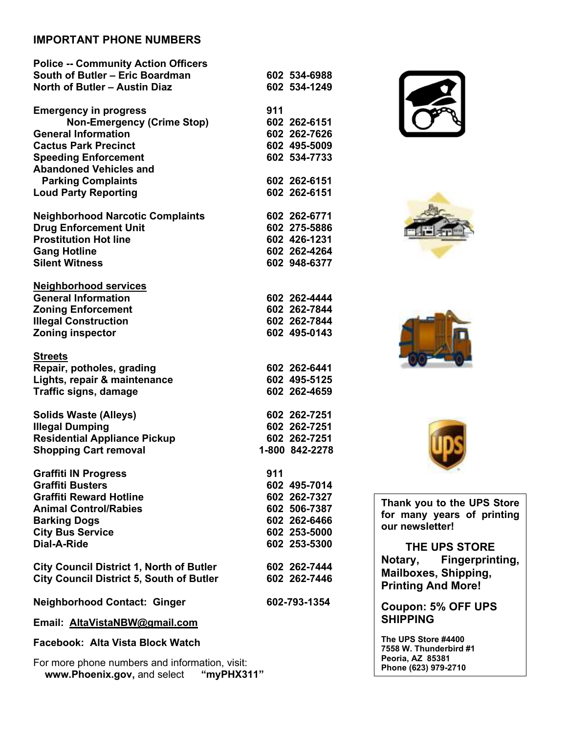## IMPORTANT PHONE NUMBERS

| | |
|---|---|
| **Police -- Community Action Officers** | |
| **South of Butler – Eric Boardman** | **602 534-6988** |
| **North of Butler – Austin Diaz** | **602 534-1249** |
| | |
| **Emergency in progress** | **911** |
| **Non-Emergency (Crime Stop)** | **602 262-6151** |
| **General Information** | **602 262-7626** |
| **Cactus Park Precinct** | **602 495-5009** |
| **Speeding Enforcement** | **602 534-7733** |
| **Abandoned Vehicles and Parking Complaints** | **602 262-6151** |
| **Loud Party Reporting** | **602 262-6151** |
| | |
| **Neighborhood Narcotic Complaints** | **602 262-6771** |
| **Drug Enforcement Unit** | **602 275-5886** |
| **Prostitution Hot line** | **602 426-1231** |
| **Gang Hotline** | **602 262-4264** |
| **Silent Witness** | **602 948-6377** |
| | |
| **Neighborhood services** | |
| **General Information** | **602 262-4444** |
| **Zoning Enforcement** | **602 262-7844** |
| **Illegal Construction** | **602 262-7844** |
| **Zoning inspector** | **602 495-0143** |
| | |
| **Streets** | |
| **Repair, potholes, grading** | **602 262-6441** |
| **Lights, repair & maintenance** | **602 495-5125** |
| **Traffic signs, damage** | **602 262-4659** |
| | |
| **Solids Waste (Alleys)** | **602 262-7251** |
| **Illegal Dumping** | **602 262-7251** |
| **Residential Appliance Pickup** | **602 262-7251** |
| **Shopping Cart removal** | **1-800 842-2278** |
| | |
| **Graffiti IN Progress** | **911** |
| **Graffiti Busters** | **602 495-7014** |
| **Graffiti Reward Hotline** | **602 262-7327** |
| **Animal Control/Rabies** | **602 506-7387** |
| **Barking Dogs** | **602 262-6466** |
| **City Bus Service** | **602 253-5000** |
| **Dial-A-Ride** | **602 253-5300** |
| | |
| **City Council District 1, North of Butler** | **602 262-7444** |
| **City Council District 5, South of Butler** | **602 262-7446** |
| | |
| **Neighborhood Contact: Ginger** | **602-793-1354** |

**Email: AltaVistaNBW@gmail.com**

**Facebook: Alta Vista Block Watch**

For more phone numbers and information, visit: **www.Phoenix.gov,** and select **"myPHX311"**

**Thank you to the UPS Store for many years of printing our newsletter!**

**THE UPS STORE**
**Notary, Fingerprinting, Mailboxes, Shipping, Printing And More!**

**Coupon: 5% OFF UPS SHIPPING**

**The UPS Store #4400**
**7558 W. Thunderbird #1**
**Peoria, AZ 85381**
**Phone (623) 979-2710**